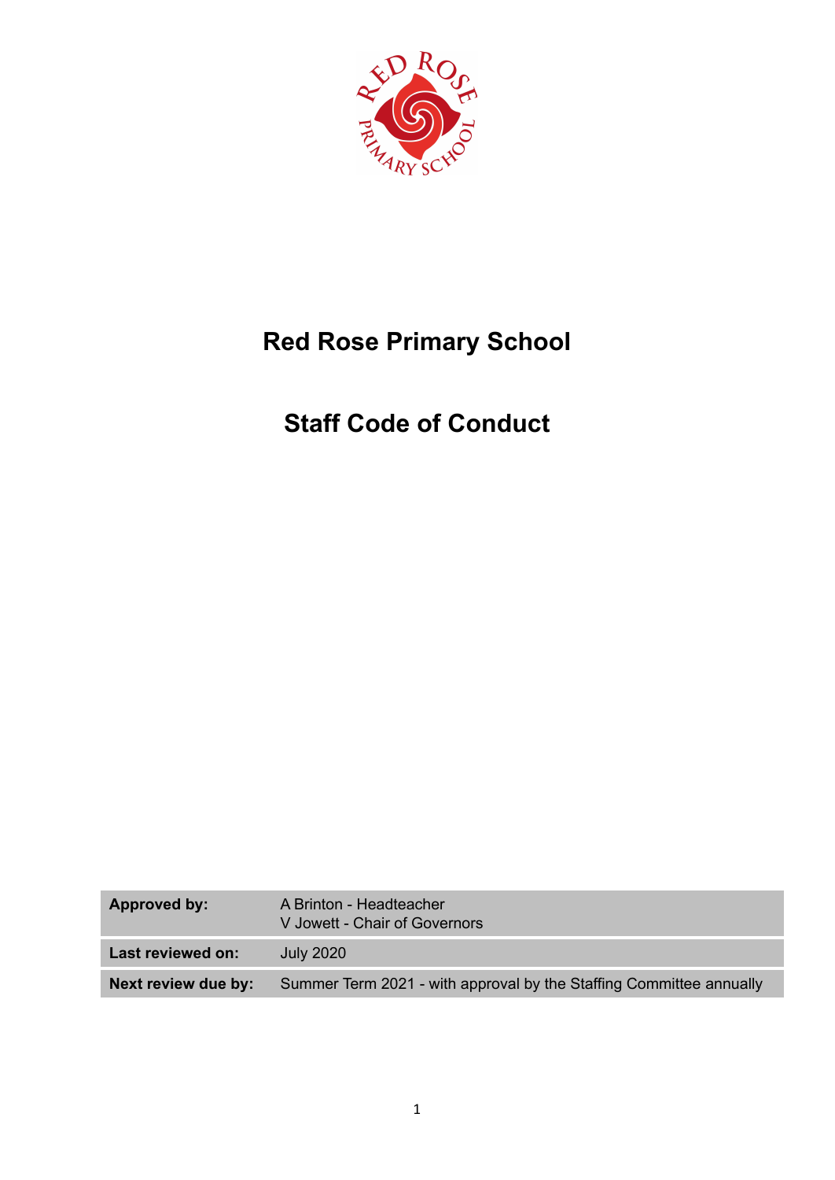# Red Rose Primary School

# Staff Code of Conduct

| **Approved by:** | A Brinton - Headteacher<br>V Jowett - Chair of Governors |
|---|---|
| **Last reviewed on:** | July 2020 |
| **Next review due by:** | Summer Term 2021 - with approval by the Staffing Committee annually |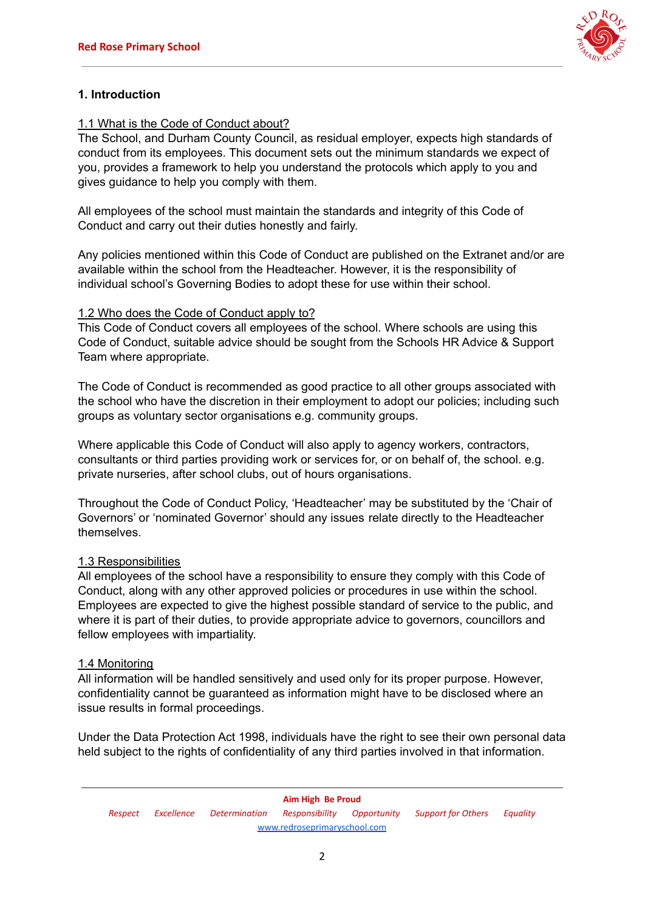## 1. Introduction

1.1 What is the Code of Conduct about?

The School, and Durham County Council, as residual employer, expects high standards of conduct from its employees. This document sets out the minimum standards we expect of you, provides a framework to help you understand the protocols which apply to you and gives guidance to help you comply with them.

All employees of the school must maintain the standards and integrity of this Code of Conduct and carry out their duties honestly and fairly.

Any policies mentioned within this Code of Conduct are published on the Extranet and/or are available within the school from the Headteacher. However, it is the responsibility of individual school's Governing Bodies to adopt these for use within their school.

1.2 Who does the Code of Conduct apply to?

This Code of Conduct covers all employees of the school. Where schools are using this Code of Conduct, suitable advice should be sought from the Schools HR Advice & Support Team where appropriate.

The Code of Conduct is recommended as good practice to all other groups associated with the school who have the discretion in their employment to adopt our policies; including such groups as voluntary sector organisations e.g. community groups.

Where applicable this Code of Conduct will also apply to agency workers, contractors, consultants or third parties providing work or services for, or on behalf of, the school. e.g. private nurseries, after school clubs, out of hours organisations.

Throughout the Code of Conduct Policy, 'Headteacher' may be substituted by the 'Chair of Governors' or 'nominated Governor' should any issues relate directly to the Headteacher themselves.

1.3 Responsibilities

All employees of the school have a responsibility to ensure they comply with this Code of Conduct, along with any other approved policies or procedures in use within the school. Employees are expected to give the highest possible standard of service to the public, and where it is part of their duties, to provide appropriate advice to governors, councillors and fellow employees with impartiality.

1.4 Monitoring

All information will be handled sensitively and used only for its proper purpose. However, confidentiality cannot be guaranteed as information might have to be disclosed where an issue results in formal proceedings.

Under the Data Protection Act 1998, individuals have the right to see their own personal data held subject to the rights of confidentiality of any third parties involved in that information.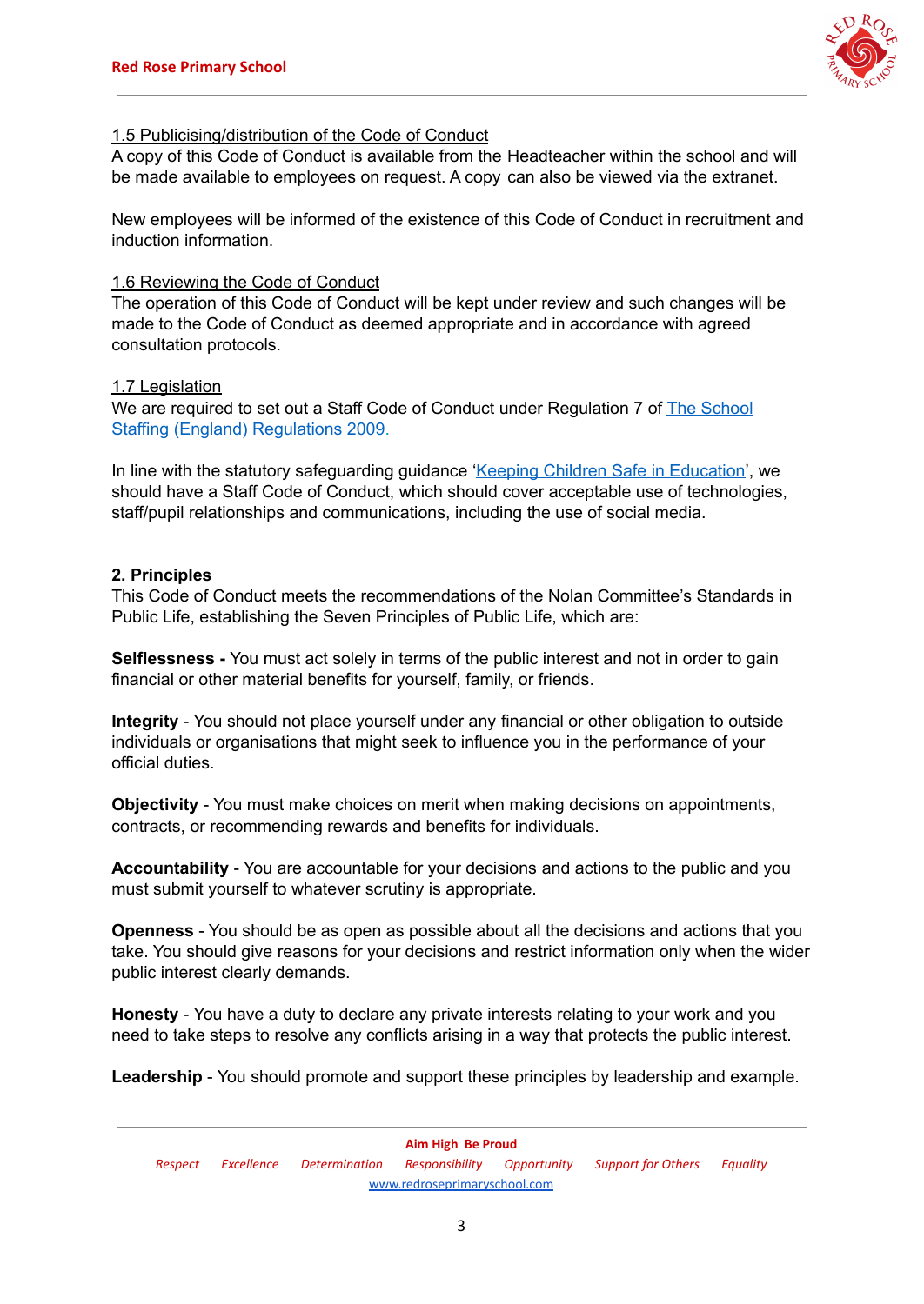### 1.5 Publicising/distribution of the Code of Conduct

A copy of this Code of Conduct is available from the Headteacher within the school and will be made available to employees on request. A copy can also be viewed via the extranet.

New employees will be informed of the existence of this Code of Conduct in recruitment and induction information.

### 1.6 Reviewing the Code of Conduct

The operation of this Code of Conduct will be kept under review and such changes will be made to the Code of Conduct as deemed appropriate and in accordance with agreed consultation protocols.

### 1.7 Legislation

We are required to set out a Staff Code of Conduct under Regulation 7 of The School Staffing (England) Regulations 2009.

In line with the statutory safeguarding guidance 'Keeping Children Safe in Education', we should have a Staff Code of Conduct, which should cover acceptable use of technologies, staff/pupil relationships and communications, including the use of social media.

## 2. Principles

This Code of Conduct meets the recommendations of the Nolan Committee's Standards in Public Life, establishing the Seven Principles of Public Life, which are:

**Selflessness -** You must act solely in terms of the public interest and not in order to gain financial or other material benefits for yourself, family, or friends.

**Integrity** - You should not place yourself under any financial or other obligation to outside individuals or organisations that might seek to influence you in the performance of your official duties.

**Objectivity** - You must make choices on merit when making decisions on appointments, contracts, or recommending rewards and benefits for individuals.

**Accountability** - You are accountable for your decisions and actions to the public and you must submit yourself to whatever scrutiny is appropriate.

**Openness** - You should be as open as possible about all the decisions and actions that you take. You should give reasons for your decisions and restrict information only when the wider public interest clearly demands.

**Honesty** - You have a duty to declare any private interests relating to your work and you need to take steps to resolve any conflicts arising in a way that protects the public interest.

**Leadership** - You should promote and support these principles by leadership and example.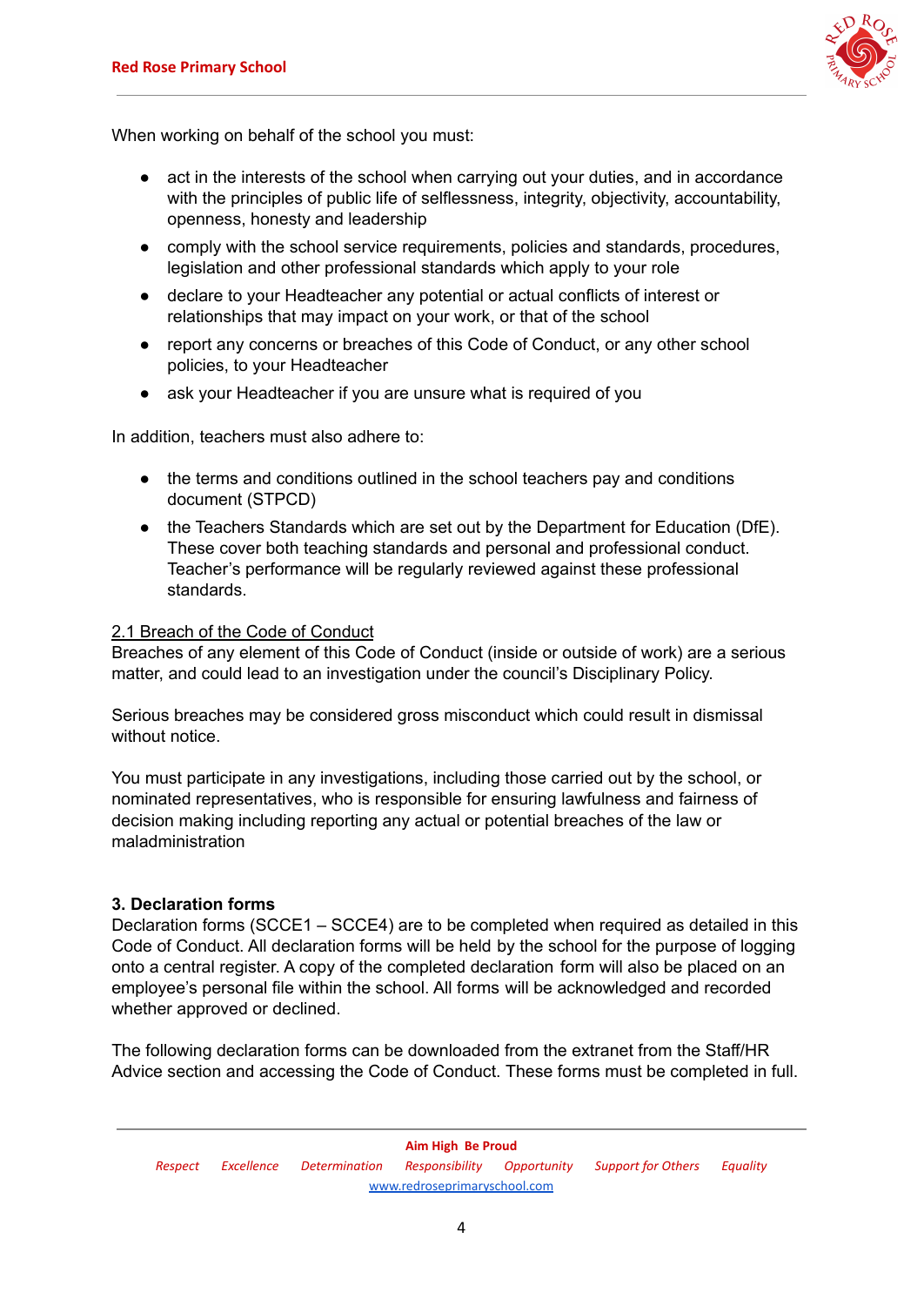When working on behalf of the school you must:

- act in the interests of the school when carrying out your duties, and in accordance with the principles of public life of selflessness, integrity, objectivity, accountability, openness, honesty and leadership
- comply with the school service requirements, policies and standards, procedures, legislation and other professional standards which apply to your role
- declare to your Headteacher any potential or actual conflicts of interest or relationships that may impact on your work, or that of the school
- report any concerns or breaches of this Code of Conduct, or any other school policies, to your Headteacher
- ask your Headteacher if you are unsure what is required of you

In addition, teachers must also adhere to:

- the terms and conditions outlined in the school teachers pay and conditions document (STPCD)
- the Teachers Standards which are set out by the Department for Education (DfE). These cover both teaching standards and personal and professional conduct. Teacher's performance will be regularly reviewed against these professional standards.

### 2.1 Breach of the Code of Conduct

Breaches of any element of this Code of Conduct (inside or outside of work) are a serious matter, and could lead to an investigation under the council's Disciplinary Policy.

Serious breaches may be considered gross misconduct which could result in dismissal without notice.

You must participate in any investigations, including those carried out by the school, or nominated representatives, who is responsible for ensuring lawfulness and fairness of decision making including reporting any actual or potential breaches of the law or maladministration

## 3. Declaration forms

Declaration forms (SCCE1 – SCCE4) are to be completed when required as detailed in this Code of Conduct. All declaration forms will be held by the school for the purpose of logging onto a central register. A copy of the completed declaration form will also be placed on an employee's personal file within the school. All forms will be acknowledged and recorded whether approved or declined.

The following declaration forms can be downloaded from the extranet from the Staff/HR Advice section and accessing the Code of Conduct. These forms must be completed in full.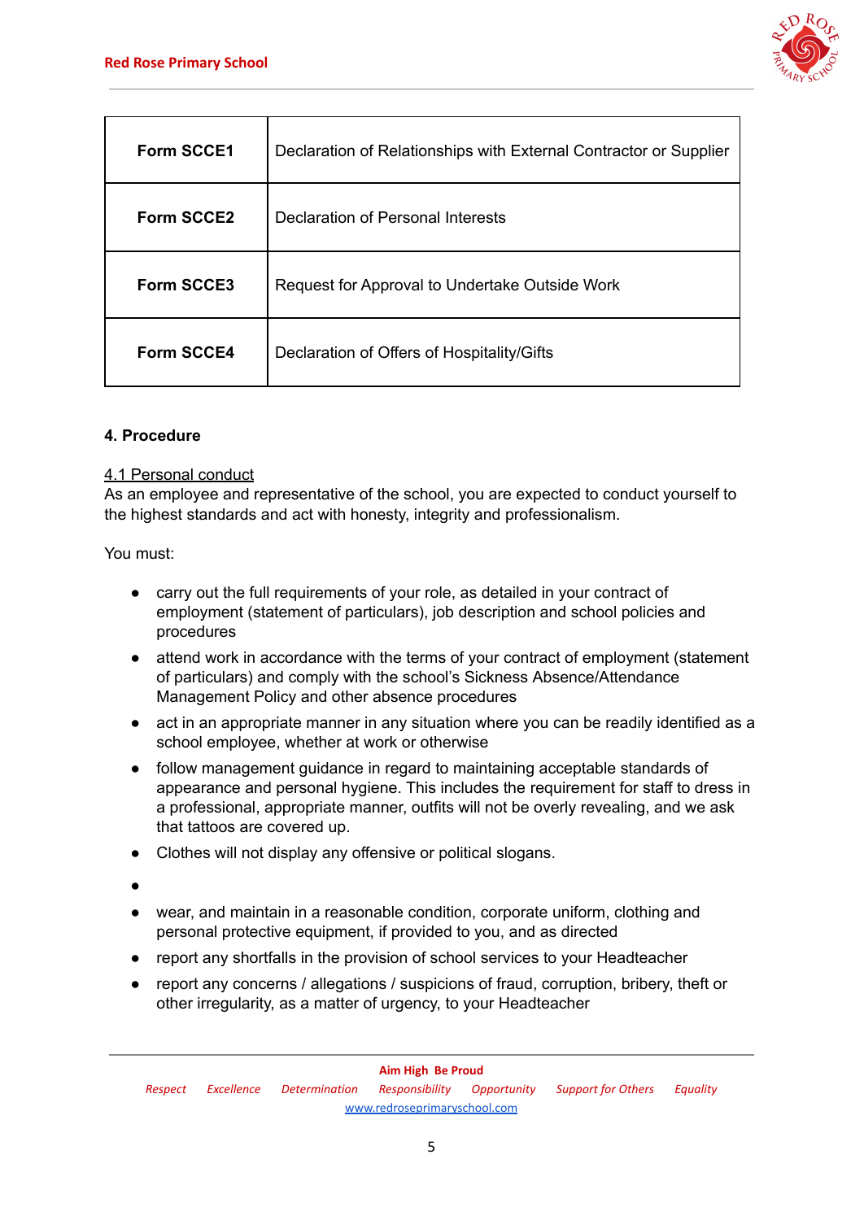| Form SCCE1 | Declaration of Relationships with External Contractor or Supplier |
|---|---|
| Form SCCE2 | Declaration of Personal Interests |
| Form SCCE3 | Request for Approval to Undertake Outside Work |
| Form SCCE4 | Declaration of Offers of Hospitality/Gifts |

**4. Procedure**

4.1 Personal conduct

As an employee and representative of the school, you are expected to conduct yourself to the highest standards and act with honesty, integrity and professionalism.

You must:

- carry out the full requirements of your role, as detailed in your contract of employment (statement of particulars), job description and school policies and procedures
- attend work in accordance with the terms of your contract of employment (statement of particulars) and comply with the school's Sickness Absence/Attendance Management Policy and other absence procedures
- act in an appropriate manner in any situation where you can be readily identified as a school employee, whether at work or otherwise
- follow management guidance in regard to maintaining acceptable standards of appearance and personal hygiene. This includes the requirement for staff to dress in a professional, appropriate manner, outfits will not be overly revealing, and we ask that tattoos are covered up.
- Clothes will not display any offensive or political slogans.
- 
- wear, and maintain in a reasonable condition, corporate uniform, clothing and personal protective equipment, if provided to you, and as directed
- report any shortfalls in the provision of school services to your Headteacher
- report any concerns / allegations / suspicions of fraud, corruption, bribery, theft or other irregularity, as a matter of urgency, to your Headteacher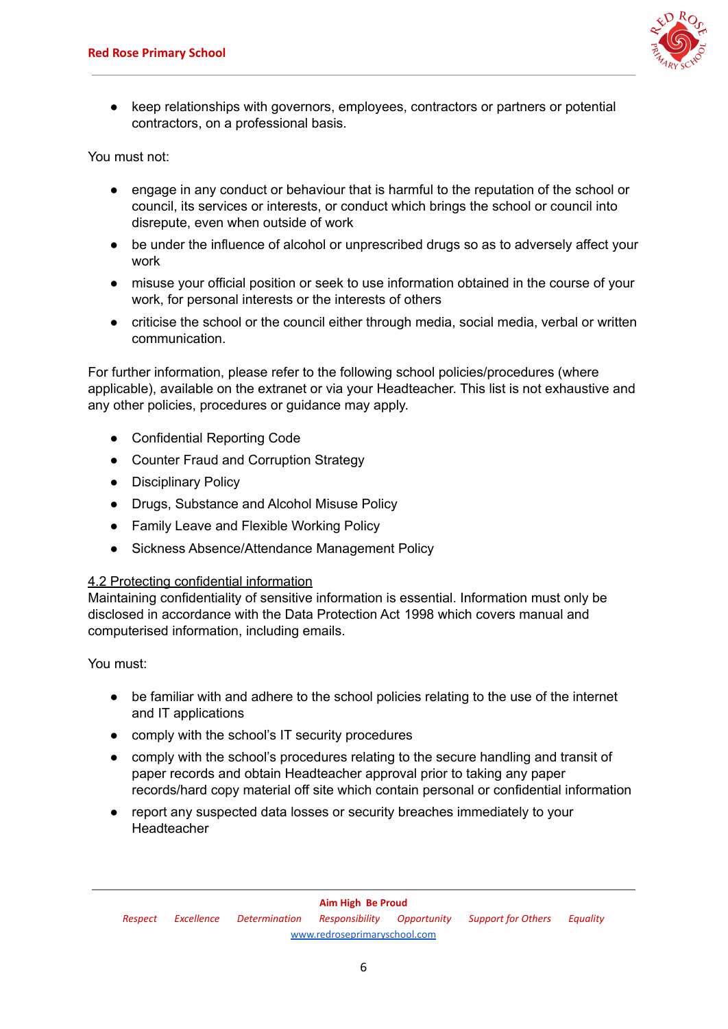- keep relationships with governors, employees, contractors or partners or potential contractors, on a professional basis.

You must not:

- engage in any conduct or behaviour that is harmful to the reputation of the school or council, its services or interests, or conduct which brings the school or council into disrepute, even when outside of work
- be under the influence of alcohol or unprescribed drugs so as to adversely affect your work
- misuse your official position or seek to use information obtained in the course of your work, for personal interests or the interests of others
- criticise the school or the council either through media, social media, verbal or written communication.

For further information, please refer to the following school policies/procedures (where applicable), available on the extranet or via your Headteacher. This list is not exhaustive and any other policies, procedures or guidance may apply.

- Confidential Reporting Code
- Counter Fraud and Corruption Strategy
- Disciplinary Policy
- Drugs, Substance and Alcohol Misuse Policy
- Family Leave and Flexible Working Policy
- Sickness Absence/Attendance Management Policy

### 4.2 Protecting confidential information

Maintaining confidentiality of sensitive information is essential. Information must only be disclosed in accordance with the Data Protection Act 1998 which covers manual and computerised information, including emails.

You must:

- be familiar with and adhere to the school policies relating to the use of the internet and IT applications
- comply with the school's IT security procedures
- comply with the school's procedures relating to the secure handling and transit of paper records and obtain Headteacher approval prior to taking any paper records/hard copy material off site which contain personal or confidential information
- report any suspected data losses or security breaches immediately to your Headteacher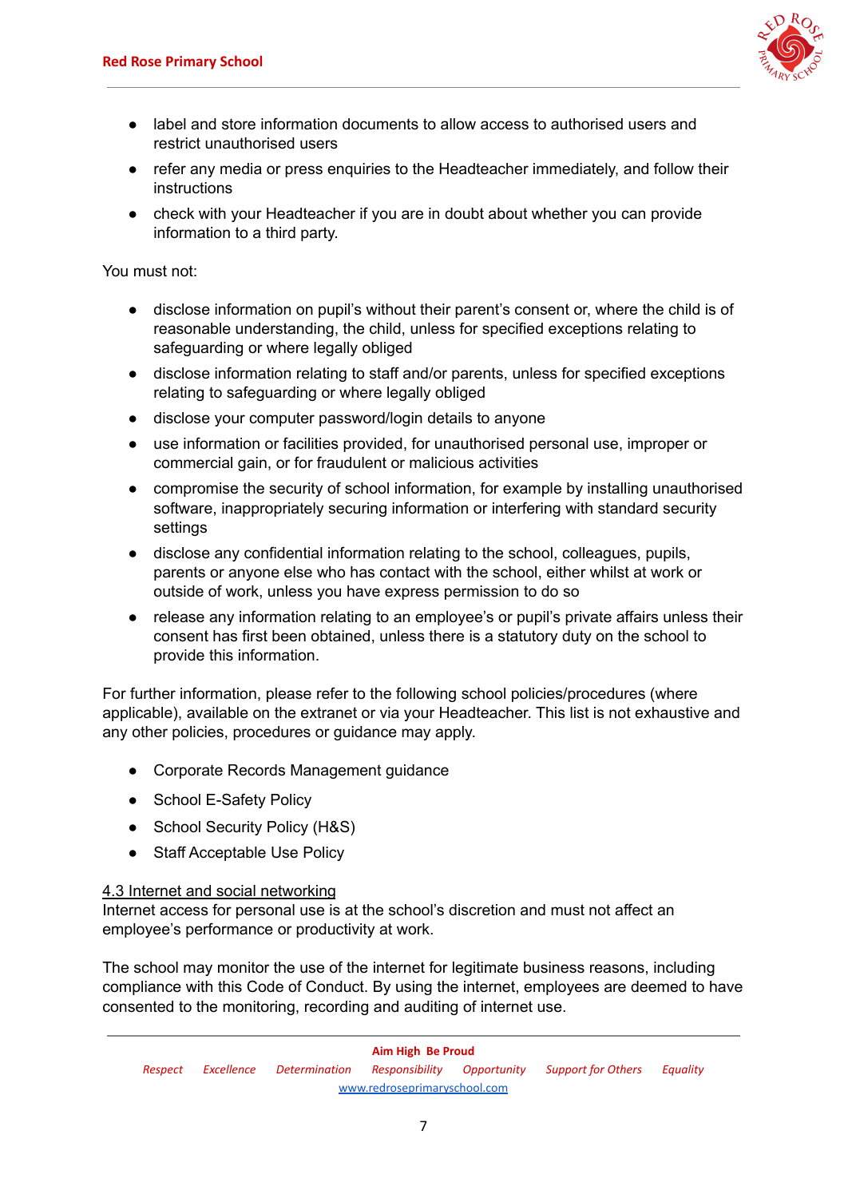- label and store information documents to allow access to authorised users and restrict unauthorised users
- refer any media or press enquiries to the Headteacher immediately, and follow their instructions
- check with your Headteacher if you are in doubt about whether you can provide information to a third party.

You must not:

- disclose information on pupil's without their parent's consent or, where the child is of reasonable understanding, the child, unless for specified exceptions relating to safeguarding or where legally obliged
- disclose information relating to staff and/or parents, unless for specified exceptions relating to safeguarding or where legally obliged
- disclose your computer password/login details to anyone
- use information or facilities provided, for unauthorised personal use, improper or commercial gain, or for fraudulent or malicious activities
- compromise the security of school information, for example by installing unauthorised software, inappropriately securing information or interfering with standard security settings
- disclose any confidential information relating to the school, colleagues, pupils, parents or anyone else who has contact with the school, either whilst at work or outside of work, unless you have express permission to do so
- release any information relating to an employee's or pupil's private affairs unless their consent has first been obtained, unless there is a statutory duty on the school to provide this information.

For further information, please refer to the following school policies/procedures (where applicable), available on the extranet or via your Headteacher. This list is not exhaustive and any other policies, procedures or guidance may apply.

- Corporate Records Management guidance
- School E-Safety Policy
- School Security Policy (H&S)
- Staff Acceptable Use Policy

### 4.3 Internet and social networking

Internet access for personal use is at the school's discretion and must not affect an employee's performance or productivity at work.

The school may monitor the use of the internet for legitimate business reasons, including compliance with this Code of Conduct. By using the internet, employees are deemed to have consented to the monitoring, recording and auditing of internet use.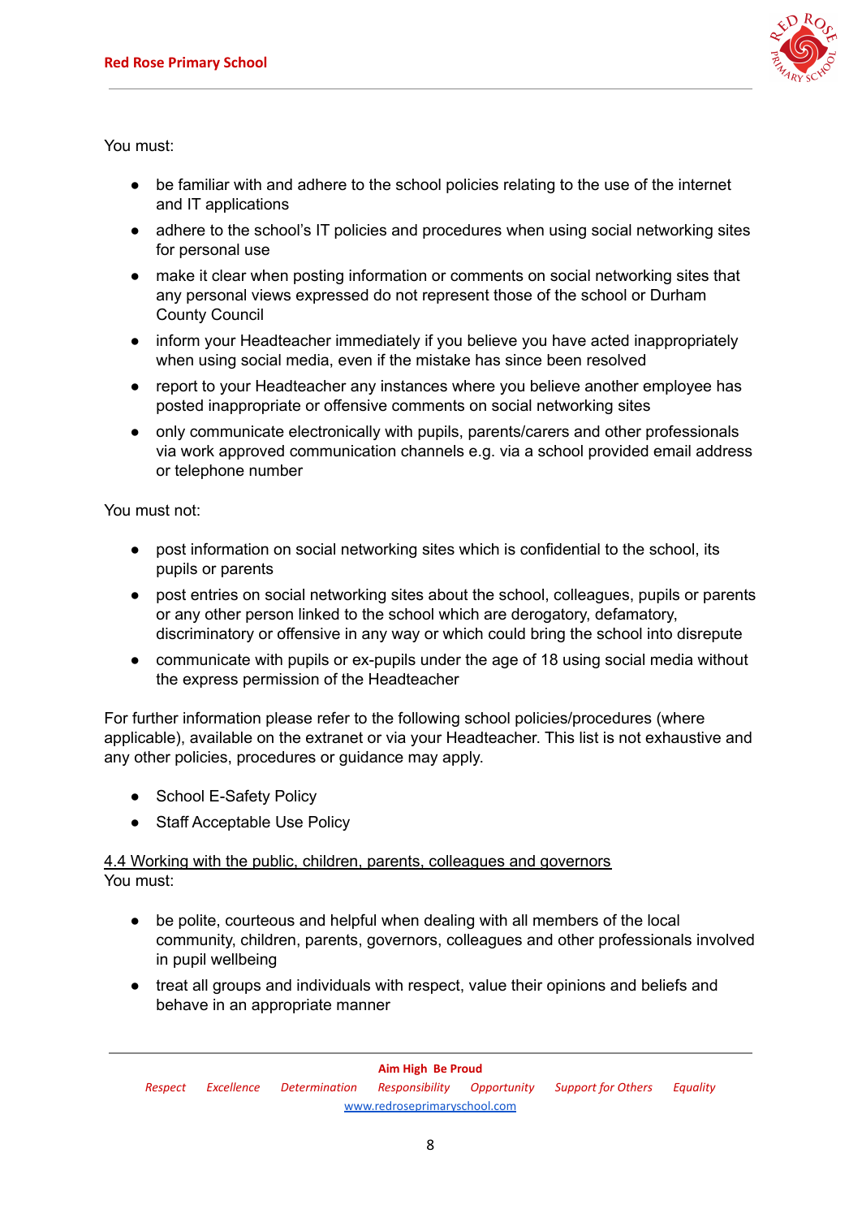You must:

- be familiar with and adhere to the school policies relating to the use of the internet and IT applications
- adhere to the school's IT policies and procedures when using social networking sites for personal use
- make it clear when posting information or comments on social networking sites that any personal views expressed do not represent those of the school or Durham County Council
- inform your Headteacher immediately if you believe you have acted inappropriately when using social media, even if the mistake has since been resolved
- report to your Headteacher any instances where you believe another employee has posted inappropriate or offensive comments on social networking sites
- only communicate electronically with pupils, parents/carers and other professionals via work approved communication channels e.g. via a school provided email address or telephone number

You must not:

- post information on social networking sites which is confidential to the school, its pupils or parents
- post entries on social networking sites about the school, colleagues, pupils or parents or any other person linked to the school which are derogatory, defamatory, discriminatory or offensive in any way or which could bring the school into disrepute
- communicate with pupils or ex-pupils under the age of 18 using social media without the express permission of the Headteacher

For further information please refer to the following school policies/procedures (where applicable), available on the extranet or via your Headteacher. This list is not exhaustive and any other policies, procedures or guidance may apply.

- School E-Safety Policy
- Staff Acceptable Use Policy

### 4.4 Working with the public, children, parents, colleagues and governors

You must:

- be polite, courteous and helpful when dealing with all members of the local community, children, parents, governors, colleagues and other professionals involved in pupil wellbeing
- treat all groups and individuals with respect, value their opinions and beliefs and behave in an appropriate manner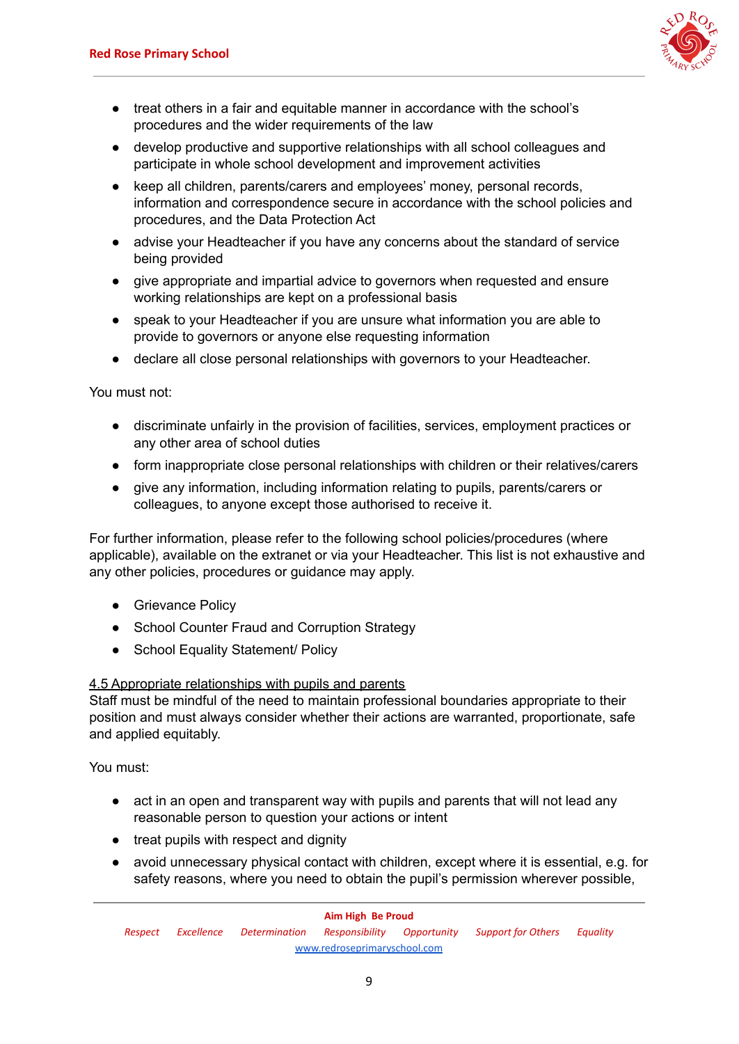- treat others in a fair and equitable manner in accordance with the school's procedures and the wider requirements of the law
- develop productive and supportive relationships with all school colleagues and participate in whole school development and improvement activities
- keep all children, parents/carers and employees' money, personal records, information and correspondence secure in accordance with the school policies and procedures, and the Data Protection Act
- advise your Headteacher if you have any concerns about the standard of service being provided
- give appropriate and impartial advice to governors when requested and ensure working relationships are kept on a professional basis
- speak to your Headteacher if you are unsure what information you are able to provide to governors or anyone else requesting information
- declare all close personal relationships with governors to your Headteacher.

You must not:

- discriminate unfairly in the provision of facilities, services, employment practices or any other area of school duties
- form inappropriate close personal relationships with children or their relatives/carers
- give any information, including information relating to pupils, parents/carers or colleagues, to anyone except those authorised to receive it.

For further information, please refer to the following school policies/procedures (where applicable), available on the extranet or via your Headteacher. This list is not exhaustive and any other policies, procedures or guidance may apply.

- Grievance Policy
- School Counter Fraud and Corruption Strategy
- School Equality Statement/ Policy

#### 4.5 Appropriate relationships with pupils and parents

Staff must be mindful of the need to maintain professional boundaries appropriate to their position and must always consider whether their actions are warranted, proportionate, safe and applied equitably.

You must:

- act in an open and transparent way with pupils and parents that will not lead any reasonable person to question your actions or intent
- treat pupils with respect and dignity
- avoid unnecessary physical contact with children, except where it is essential, e.g. for safety reasons, where you need to obtain the pupil's permission wherever possible,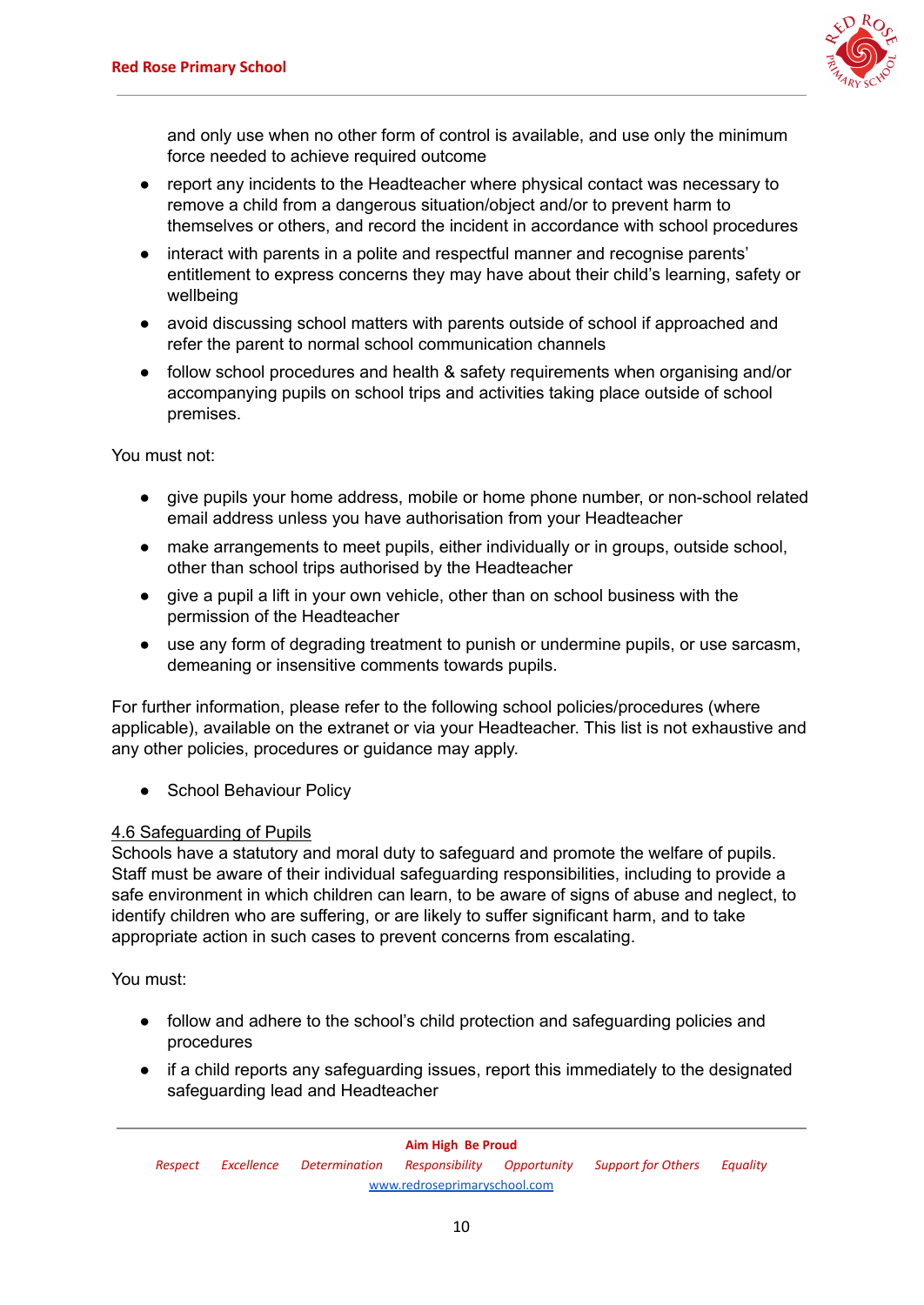and only use when no other form of control is available, and use only the minimum force needed to achieve required outcome

- report any incidents to the Headteacher where physical contact was necessary to remove a child from a dangerous situation/object and/or to prevent harm to themselves or others, and record the incident in accordance with school procedures
- interact with parents in a polite and respectful manner and recognise parents' entitlement to express concerns they may have about their child's learning, safety or wellbeing
- avoid discussing school matters with parents outside of school if approached and refer the parent to normal school communication channels
- follow school procedures and health & safety requirements when organising and/or accompanying pupils on school trips and activities taking place outside of school premises.

You must not:

- give pupils your home address, mobile or home phone number, or non-school related email address unless you have authorisation from your Headteacher
- make arrangements to meet pupils, either individually or in groups, outside school, other than school trips authorised by the Headteacher
- give a pupil a lift in your own vehicle, other than on school business with the permission of the Headteacher
- use any form of degrading treatment to punish or undermine pupils, or use sarcasm, demeaning or insensitive comments towards pupils.

For further information, please refer to the following school policies/procedures (where applicable), available on the extranet or via your Headteacher. This list is not exhaustive and any other policies, procedures or guidance may apply.

- School Behaviour Policy

### 4.6 Safeguarding of Pupils

Schools have a statutory and moral duty to safeguard and promote the welfare of pupils. Staff must be aware of their individual safeguarding responsibilities, including to provide a safe environment in which children can learn, to be aware of signs of abuse and neglect, to identify children who are suffering, or are likely to suffer significant harm, and to take appropriate action in such cases to prevent concerns from escalating.

You must:

- follow and adhere to the school's child protection and safeguarding policies and procedures
- if a child reports any safeguarding issues, report this immediately to the designated safeguarding lead and Headteacher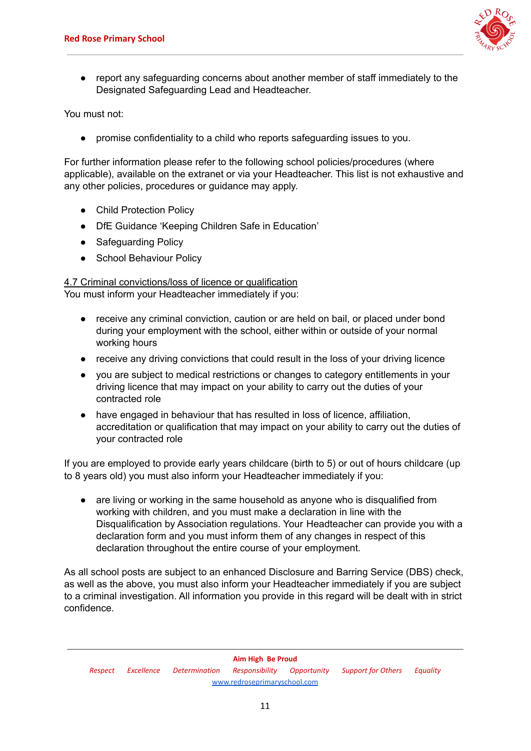- report any safeguarding concerns about another member of staff immediately to the Designated Safeguarding Lead and Headteacher.

You must not:

- promise confidentiality to a child who reports safeguarding issues to you.

For further information please refer to the following school policies/procedures (where applicable), available on the extranet or via your Headteacher. This list is not exhaustive and any other policies, procedures or guidance may apply.

- Child Protection Policy
- DfE Guidance 'Keeping Children Safe in Education'
- Safeguarding Policy
- School Behaviour Policy

4.7 Criminal convictions/loss of licence or qualification

You must inform your Headteacher immediately if you:

- receive any criminal conviction, caution or are held on bail, or placed under bond during your employment with the school, either within or outside of your normal working hours
- receive any driving convictions that could result in the loss of your driving licence
- you are subject to medical restrictions or changes to category entitlements in your driving licence that may impact on your ability to carry out the duties of your contracted role
- have engaged in behaviour that has resulted in loss of licence, affiliation, accreditation or qualification that may impact on your ability to carry out the duties of your contracted role

If you are employed to provide early years childcare (birth to 5) or out of hours childcare (up to 8 years old) you must also inform your Headteacher immediately if you:

- are living or working in the same household as anyone who is disqualified from working with children, and you must make a declaration in line with the Disqualification by Association regulations. Your Headteacher can provide you with a declaration form and you must inform them of any changes in respect of this declaration throughout the entire course of your employment.

As all school posts are subject to an enhanced Disclosure and Barring Service (DBS) check, as well as the above, you must also inform your Headteacher immediately if you are subject to a criminal investigation. All information you provide in this regard will be dealt with in strict confidence.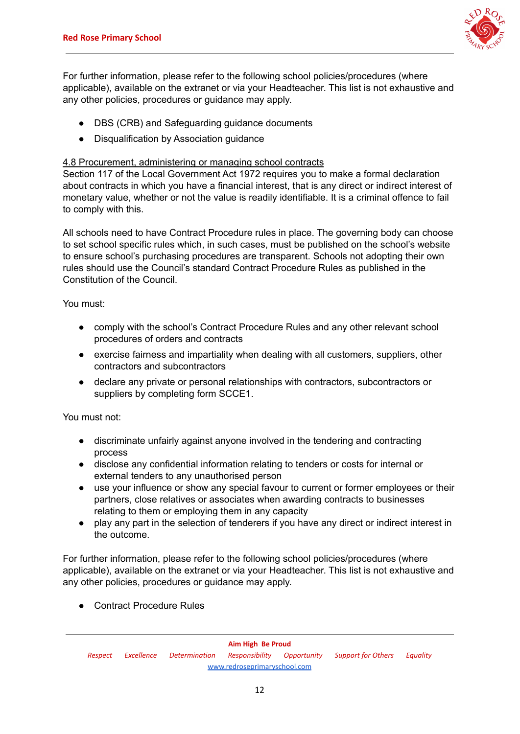For further information, please refer to the following school policies/procedures (where applicable), available on the extranet or via your Headteacher. This list is not exhaustive and any other policies, procedures or guidance may apply.

- DBS (CRB) and Safeguarding guidance documents
- Disqualification by Association guidance

<u>4.8 Procurement, administering or managing school contracts</u>

Section 117 of the Local Government Act 1972 requires you to make a formal declaration about contracts in which you have a financial interest, that is any direct or indirect interest of monetary value, whether or not the value is readily identifiable. It is a criminal offence to fail to comply with this.

All schools need to have Contract Procedure rules in place. The governing body can choose to set school specific rules which, in such cases, must be published on the school's website to ensure school's purchasing procedures are transparent. Schools not adopting their own rules should use the Council's standard Contract Procedure Rules as published in the Constitution of the Council.

You must:

- comply with the school's Contract Procedure Rules and any other relevant school procedures of orders and contracts
- exercise fairness and impartiality when dealing with all customers, suppliers, other contractors and subcontractors
- declare any private or personal relationships with contractors, subcontractors or suppliers by completing form SCCE1.

You must not:

- discriminate unfairly against anyone involved in the tendering and contracting process
- disclose any confidential information relating to tenders or costs for internal or external tenders to any unauthorised person
- use your influence or show any special favour to current or former employees or their partners, close relatives or associates when awarding contracts to businesses relating to them or employing them in any capacity
- play any part in the selection of tenderers if you have any direct or indirect interest in the outcome.

For further information, please refer to the following school policies/procedures (where applicable), available on the extranet or via your Headteacher. This list is not exhaustive and any other policies, procedures or guidance may apply.

- Contract Procedure Rules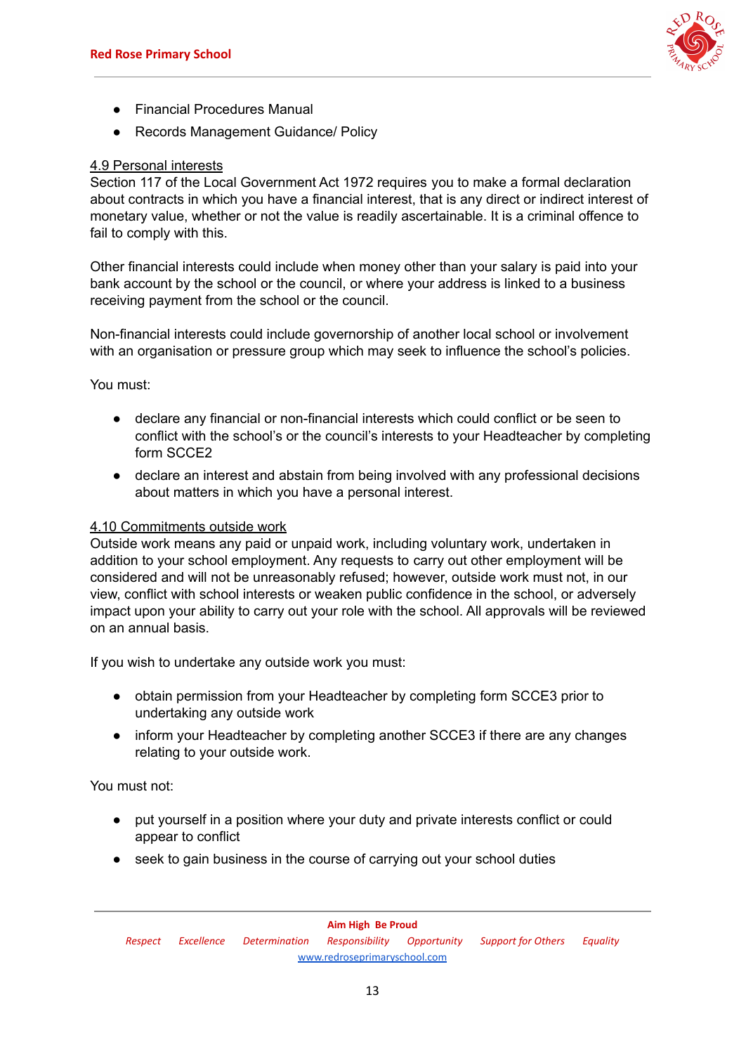- Financial Procedures Manual
- Records Management Guidance/ Policy

4.9 Personal interests

Section 117 of the Local Government Act 1972 requires you to make a formal declaration about contracts in which you have a financial interest, that is any direct or indirect interest of monetary value, whether or not the value is readily ascertainable. It is a criminal offence to fail to comply with this.

Other financial interests could include when money other than your salary is paid into your bank account by the school or the council, or where your address is linked to a business receiving payment from the school or the council.

Non-financial interests could include governorship of another local school or involvement with an organisation or pressure group which may seek to influence the school's policies.

You must:

- declare any financial or non-financial interests which could conflict or be seen to conflict with the school's or the council's interests to your Headteacher by completing form SCCE2
- declare an interest and abstain from being involved with any professional decisions about matters in which you have a personal interest.

4.10 Commitments outside work

Outside work means any paid or unpaid work, including voluntary work, undertaken in addition to your school employment. Any requests to carry out other employment will be considered and will not be unreasonably refused; however, outside work must not, in our view, conflict with school interests or weaken public confidence in the school, or adversely impact upon your ability to carry out your role with the school. All approvals will be reviewed on an annual basis.

If you wish to undertake any outside work you must:

- obtain permission from your Headteacher by completing form SCCE3 prior to undertaking any outside work
- inform your Headteacher by completing another SCCE3 if there are any changes relating to your outside work.

You must not:

- put yourself in a position where your duty and private interests conflict or could appear to conflict
- seek to gain business in the course of carrying out your school duties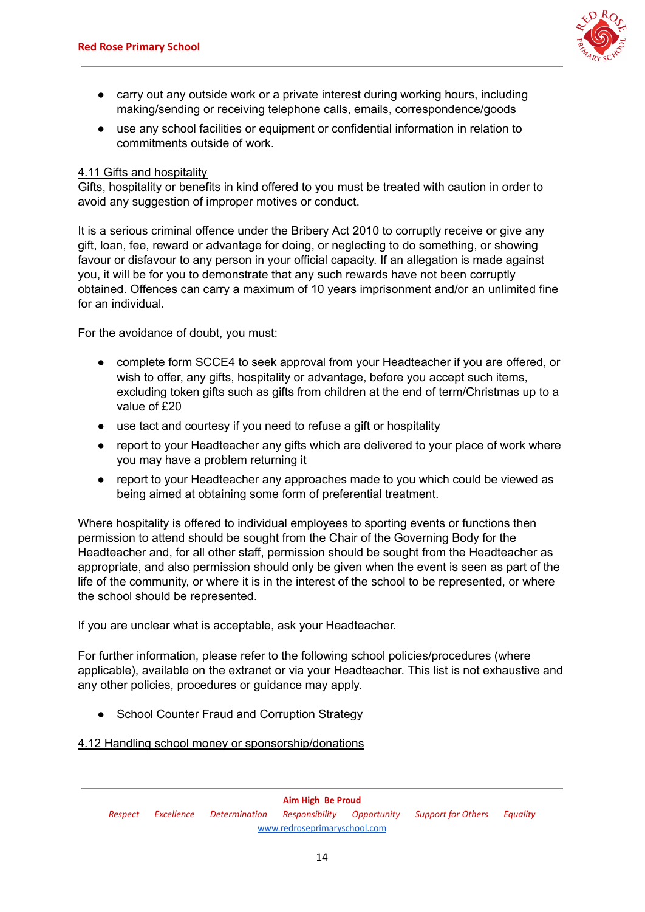- carry out any outside work or a private interest during working hours, including making/sending or receiving telephone calls, emails, correspondence/goods
- use any school facilities or equipment or confidential information in relation to commitments outside of work.

### 4.11 Gifts and hospitality

Gifts, hospitality or benefits in kind offered to you must be treated with caution in order to avoid any suggestion of improper motives or conduct.

It is a serious criminal offence under the Bribery Act 2010 to corruptly receive or give any gift, loan, fee, reward or advantage for doing, or neglecting to do something, or showing favour or disfavour to any person in your official capacity. If an allegation is made against you, it will be for you to demonstrate that any such rewards have not been corruptly obtained. Offences can carry a maximum of 10 years imprisonment and/or an unlimited fine for an individual.

For the avoidance of doubt, you must:

- complete form SCCE4 to seek approval from your Headteacher if you are offered, or wish to offer, any gifts, hospitality or advantage, before you accept such items, excluding token gifts such as gifts from children at the end of term/Christmas up to a value of £20
- use tact and courtesy if you need to refuse a gift or hospitality
- report to your Headteacher any gifts which are delivered to your place of work where you may have a problem returning it
- report to your Headteacher any approaches made to you which could be viewed as being aimed at obtaining some form of preferential treatment.

Where hospitality is offered to individual employees to sporting events or functions then permission to attend should be sought from the Chair of the Governing Body for the Headteacher and, for all other staff, permission should be sought from the Headteacher as appropriate, and also permission should only be given when the event is seen as part of the life of the community, or where it is in the interest of the school to be represented, or where the school should be represented.

If you are unclear what is acceptable, ask your Headteacher.

For further information, please refer to the following school policies/procedures (where applicable), available on the extranet or via your Headteacher. This list is not exhaustive and any other policies, procedures or guidance may apply.

- School Counter Fraud and Corruption Strategy

### 4.12 Handling school money or sponsorship/donations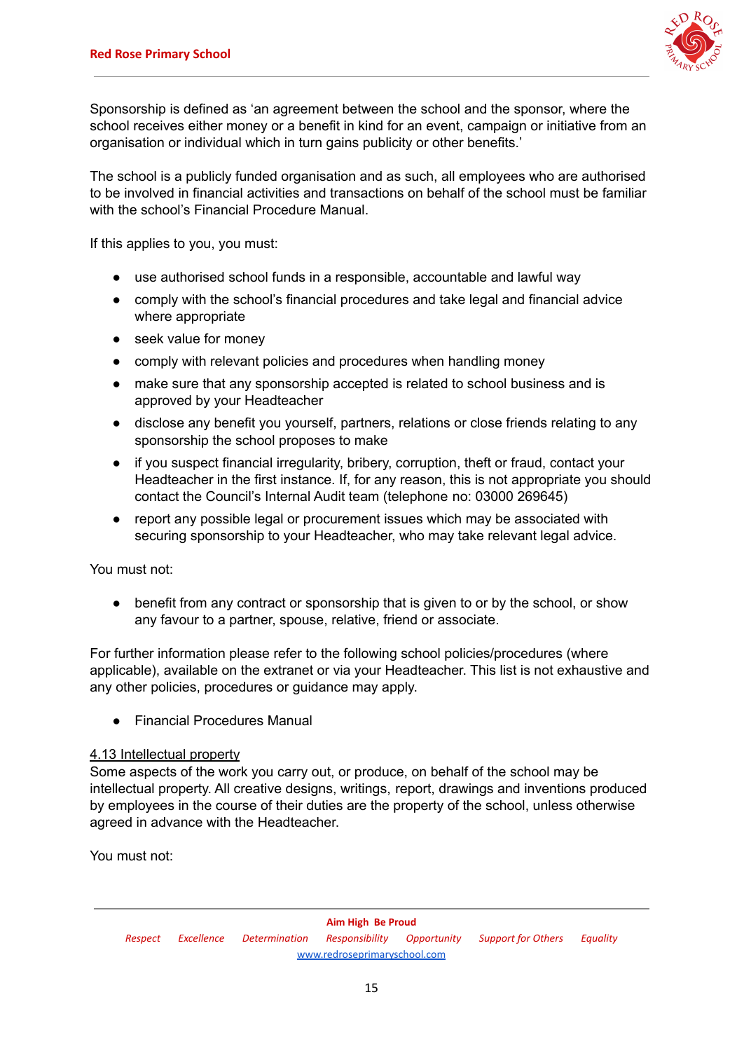Sponsorship is defined as 'an agreement between the school and the sponsor, where the school receives either money or a benefit in kind for an event, campaign or initiative from an organisation or individual which in turn gains publicity or other benefits.'

The school is a publicly funded organisation and as such, all employees who are authorised to be involved in financial activities and transactions on behalf of the school must be familiar with the school's Financial Procedure Manual.

If this applies to you, you must:

- use authorised school funds in a responsible, accountable and lawful way
- comply with the school's financial procedures and take legal and financial advice where appropriate
- seek value for money
- comply with relevant policies and procedures when handling money
- make sure that any sponsorship accepted is related to school business and is approved by your Headteacher
- disclose any benefit you yourself, partners, relations or close friends relating to any sponsorship the school proposes to make
- if you suspect financial irregularity, bribery, corruption, theft or fraud, contact your Headteacher in the first instance. If, for any reason, this is not appropriate you should contact the Council's Internal Audit team (telephone no: 03000 269645)
- report any possible legal or procurement issues which may be associated with securing sponsorship to your Headteacher, who may take relevant legal advice.

You must not:

- benefit from any contract or sponsorship that is given to or by the school, or show any favour to a partner, spouse, relative, friend or associate.

For further information please refer to the following school policies/procedures (where applicable), available on the extranet or via your Headteacher. This list is not exhaustive and any other policies, procedures or guidance may apply.

- Financial Procedures Manual

### 4.13 Intellectual property

Some aspects of the work you carry out, or produce, on behalf of the school may be intellectual property. All creative designs, writings, report, drawings and inventions produced by employees in the course of their duties are the property of the school, unless otherwise agreed in advance with the Headteacher.

You must not: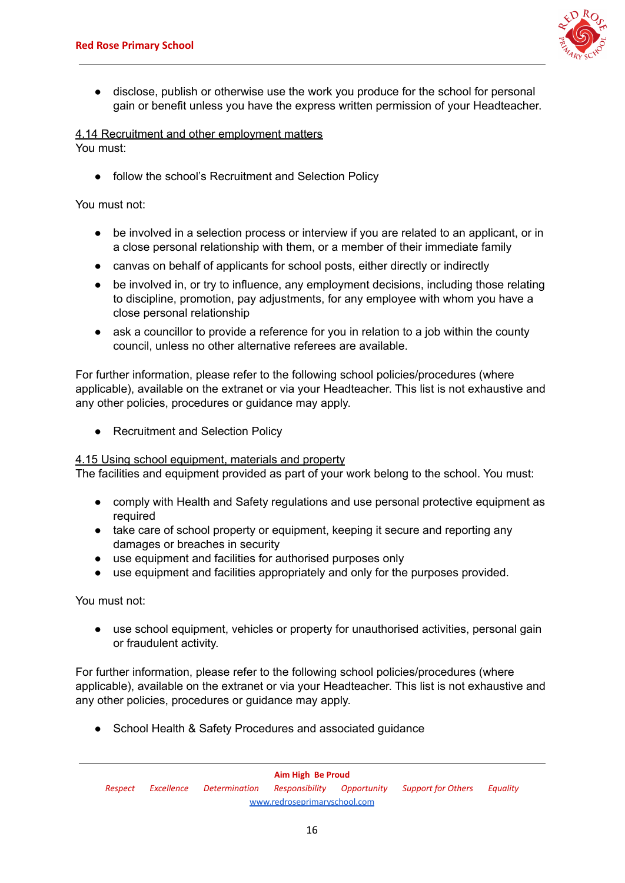- disclose, publish or otherwise use the work you produce for the school for personal gain or benefit unless you have the express written permission of your Headteacher.

### 4.14 Recruitment and other employment matters

You must:

- follow the school's Recruitment and Selection Policy

You must not:

- be involved in a selection process or interview if you are related to an applicant, or in a close personal relationship with them, or a member of their immediate family
- canvas on behalf of applicants for school posts, either directly or indirectly
- be involved in, or try to influence, any employment decisions, including those relating to discipline, promotion, pay adjustments, for any employee with whom you have a close personal relationship
- ask a councillor to provide a reference for you in relation to a job within the county council, unless no other alternative referees are available.

For further information, please refer to the following school policies/procedures (where applicable), available on the extranet or via your Headteacher. This list is not exhaustive and any other policies, procedures or guidance may apply.

- Recruitment and Selection Policy

### 4.15 Using school equipment, materials and property

The facilities and equipment provided as part of your work belong to the school. You must:

- comply with Health and Safety regulations and use personal protective equipment as required
- take care of school property or equipment, keeping it secure and reporting any damages or breaches in security
- use equipment and facilities for authorised purposes only
- use equipment and facilities appropriately and only for the purposes provided.

You must not:

- use school equipment, vehicles or property for unauthorised activities, personal gain or fraudulent activity.

For further information, please refer to the following school policies/procedures (where applicable), available on the extranet or via your Headteacher. This list is not exhaustive and any other policies, procedures or guidance may apply.

- School Health & Safety Procedures and associated guidance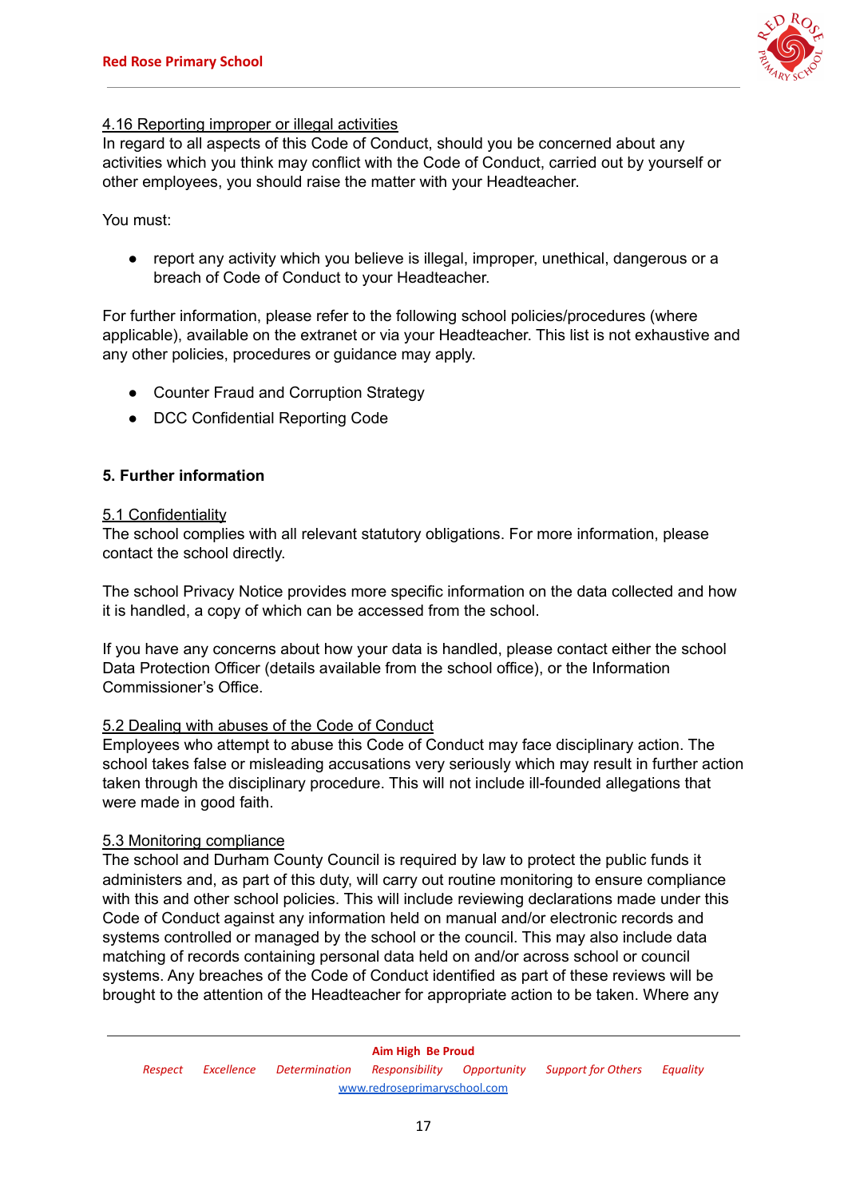4.16 Reporting improper or illegal activities

In regard to all aspects of this Code of Conduct, should you be concerned about any activities which you think may conflict with the Code of Conduct, carried out by yourself or other employees, you should raise the matter with your Headteacher.

You must:

- report any activity which you believe is illegal, improper, unethical, dangerous or a breach of Code of Conduct to your Headteacher.

For further information, please refer to the following school policies/procedures (where applicable), available on the extranet or via your Headteacher. This list is not exhaustive and any other policies, procedures or guidance may apply.

- Counter Fraud and Corruption Strategy
- DCC Confidential Reporting Code

## 5. Further information

5.1 Confidentiality

The school complies with all relevant statutory obligations. For more information, please contact the school directly.

The school Privacy Notice provides more specific information on the data collected and how it is handled, a copy of which can be accessed from the school.

If you have any concerns about how your data is handled, please contact either the school Data Protection Officer (details available from the school office), or the Information Commissioner's Office.

5.2 Dealing with abuses of the Code of Conduct

Employees who attempt to abuse this Code of Conduct may face disciplinary action. The school takes false or misleading accusations very seriously which may result in further action taken through the disciplinary procedure. This will not include ill-founded allegations that were made in good faith.

5.3 Monitoring compliance

The school and Durham County Council is required by law to protect the public funds it administers and, as part of this duty, will carry out routine monitoring to ensure compliance with this and other school policies. This will include reviewing declarations made under this Code of Conduct against any information held on manual and/or electronic records and systems controlled or managed by the school or the council. This may also include data matching of records containing personal data held on and/or across school or council systems. Any breaches of the Code of Conduct identified as part of these reviews will be brought to the attention of the Headteacher for appropriate action to be taken. Where any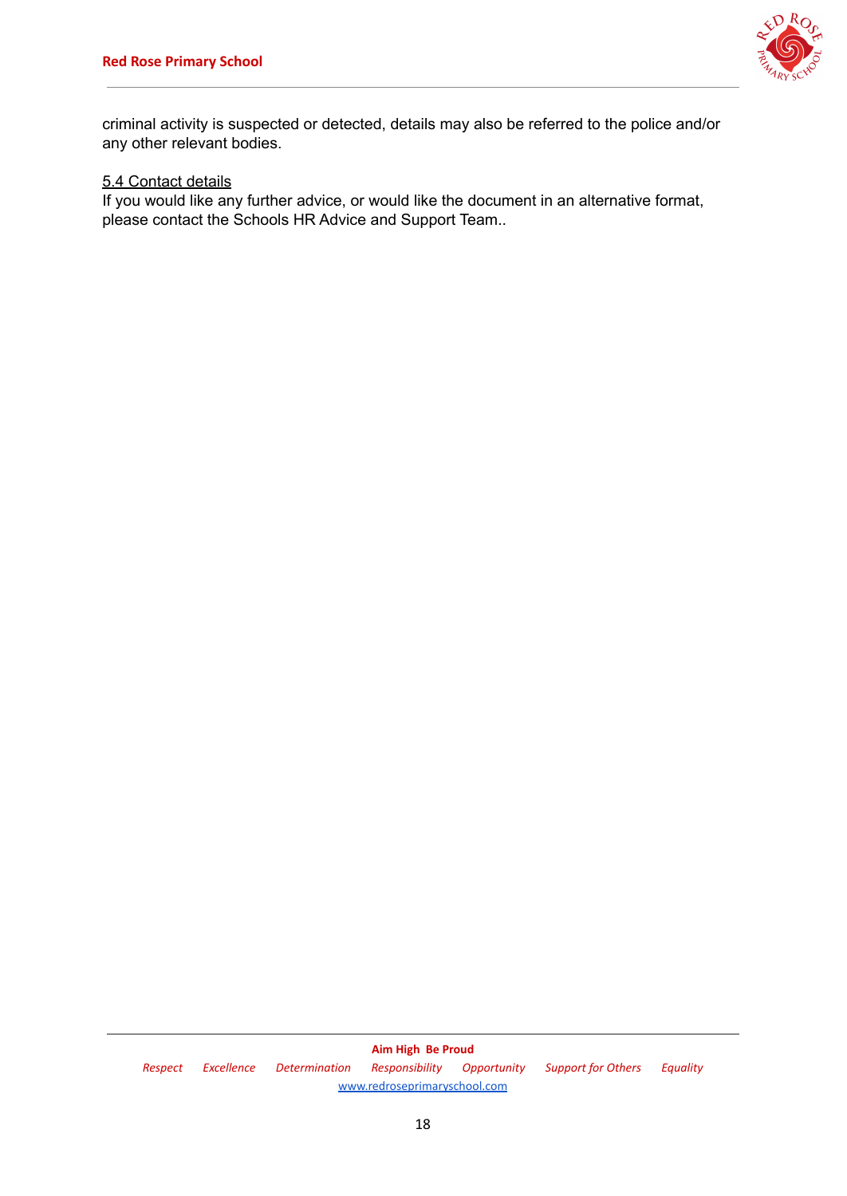criminal activity is suspected or detected, details may also be referred to the police and/or any other relevant bodies.

5.4 Contact details

If you would like any further advice, or would like the document in an alternative format, please contact the Schools HR Advice and Support Team..